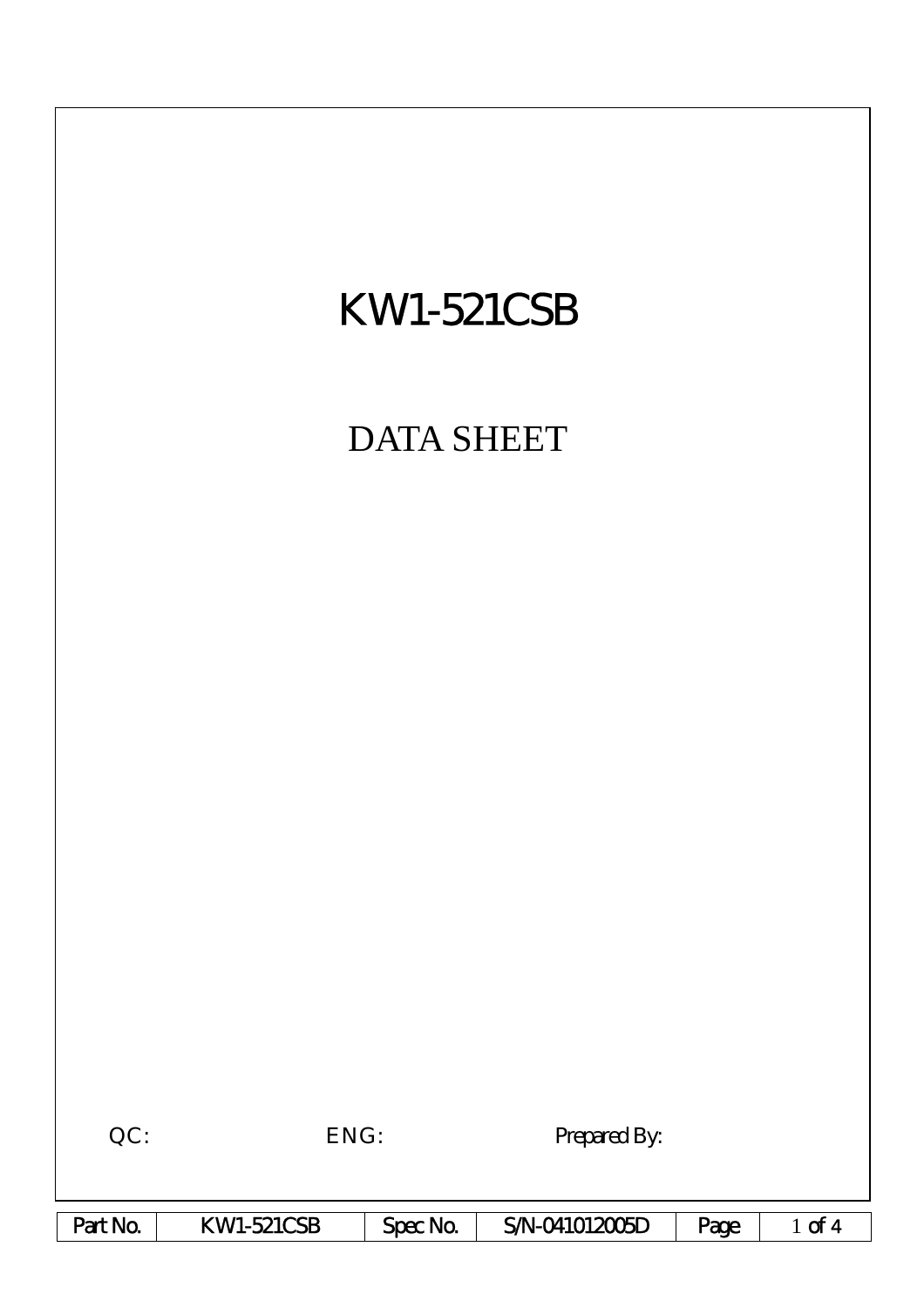# KW1-521CSB

## DATA SHEET

QC: ENG: Prepared By:

| Part No. | KW1-521CSB | Spec No. | S/N-041012005D | Page | 1 of 4 |
|---|---|---|---|---|---|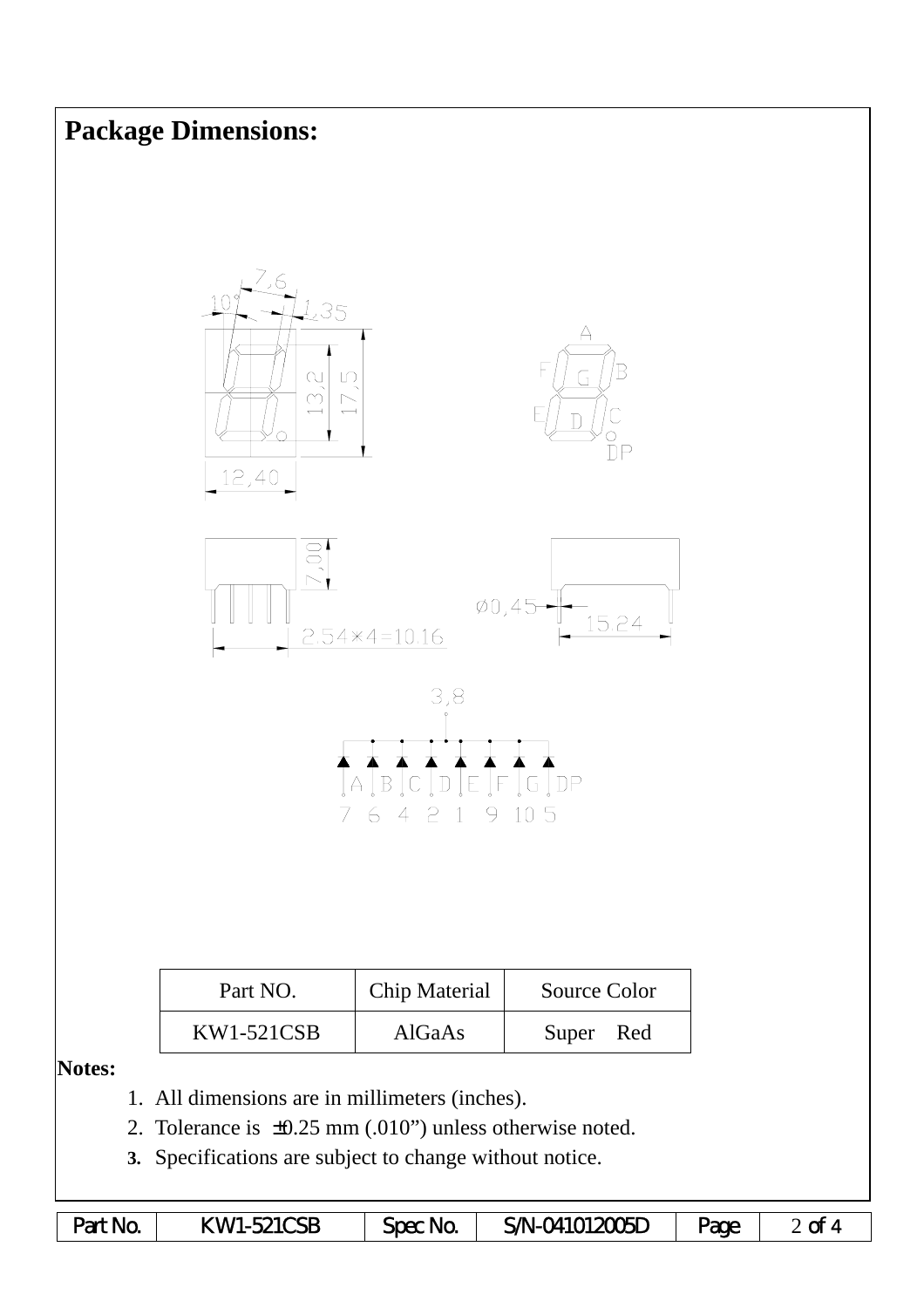## Package Dimensions:

| Part NO. | Chip Material | Source Color |
|---|---|---|
| KW1-521CSB | AlGaAs | Super Red |

**Notes:**

1. All dimensions are in millimeters (inches).
2. Tolerance is ±0.25 mm (.010”) unless otherwise noted.
3. Specifications are subject to change without notice.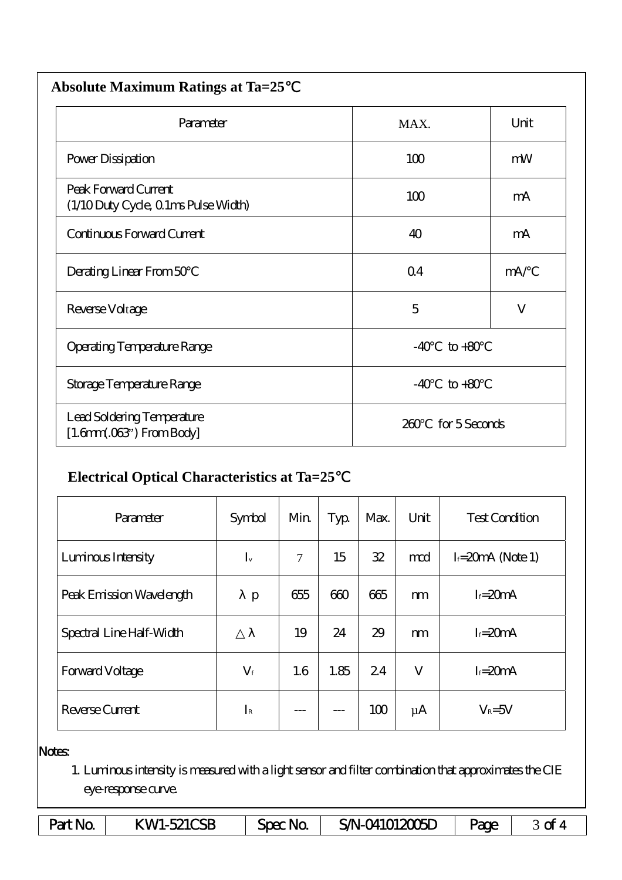## Absolute Maximum Ratings at Ta=25℃

| Parameter | MAX. | Unit |
|---|---|---|
| Power Dissipation | 100 | mW |
| Peak Forward Current (1/10 Duty Cycle, 0.1ms Pulse Width) | 100 | mA |
| Continuous Forward Current | 40 | mA |
| Derating Linear From 50°C | 0.4 | mA/°C |
| Reverse Voltage | 5 | V |
| Operating Temperature Range | -40°C to +80°C | |
| Storage Temperature Range | -40°C to +80°C | |
| Lead Soldering Temperature [1.6mm(.063") From Body] | 260°C for 5 Seconds | |

## Electrical Optical Characteristics at Ta=25℃

| Parameter | Symbol | Min. | Typ. | Max. | Unit | Test Condition |
|---|---|---|---|---|---|---|
| Luminous Intensity | $I_v$ | 7 | 15 | 32 | mcd | $I_f$=20mA (Note 1) |
| Peak Emission Wavelength | $\lambda p$ | 655 | 660 | 665 | nm | $I_f$=20mA |
| Spectral Line Half-Width | $\triangle\lambda$ | 19 | 24 | 29 | nm | $I_f$=20mA |
| Forward Voltage | $V_f$ | 1.6 | 1.85 | 2.4 | V | $I_f$=20mA |
| Reverse Current | $I_R$ | --- | --- | 100 | μA | $V_R$=5V |

Notes:

1. Luminous intensity is measured with a light sensor and filter combination that approximates the CIE eye-response curve.

| Part No. | KW1-521CSB | Spec No. | S/N-041012005D | Page | 3 of 4 |
|---|---|---|---|---|---|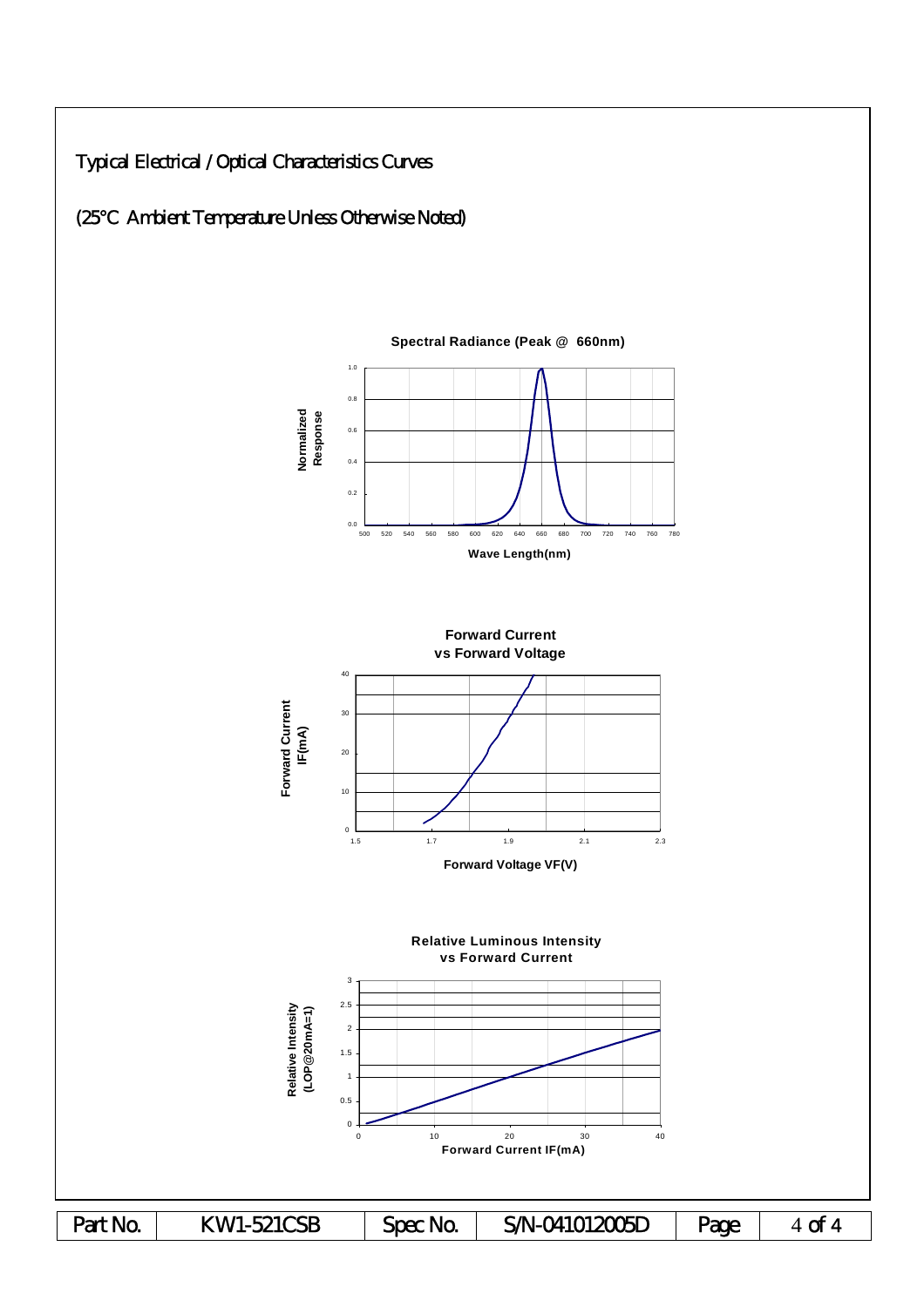# Typical Electrical / Optical Characteristics Curves

(25°C Ambient Temperature Unless Otherwise Noted)

**Spectral Radiance (Peak @ 660nm)**

Normalized Response

1.0
0.8
0.6
0.4
0.2
0.0

500 520 540 560 580 600 620 640 660 680 700 720 740 760 780

Wave Length(nm)

**Forward Current vs Forward Voltage**

Forward Current IF(mA)

40
30
20
10
0

1.5 1.7 1.9 2.1 2.3

Forward Voltage VF(V)

**Relative Luminous Intensity vs Forward Current**

Relative Intensity (LOP@20mA=1)

3
2.5
2
1.5
1
0.5
0

0 10 20 30 40

Forward Current IF(mA)

| Part No. | KW1-521CSB | Spec No. | S/N-041012005D |
|---|---|---|---|